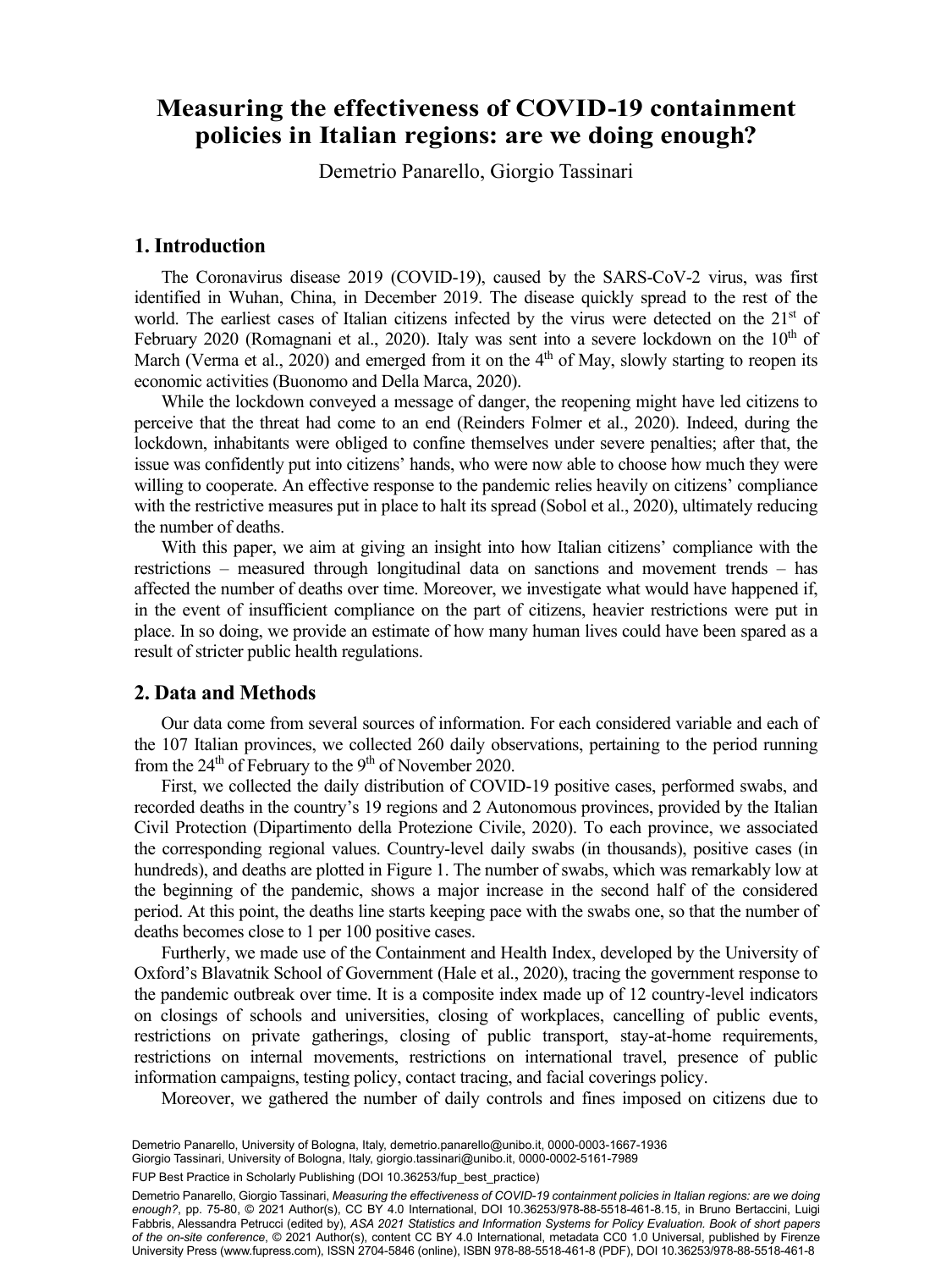# Measuring the effectiveness of COVID-19 containment policies in Italian regions: are we doing enough?

Demetrio Panarello, Giorgio Tassinari

## 1. Introduction

The Coronavirus disease 2019 (COVID-19), caused by the SARS-CoV-2 virus, was first identified in Wuhan, China, in December 2019. The disease quickly spread to the rest of the world. The earliest cases of Italian citizens infected by the virus were detected on the 21st of February 2020 (Romagnani et al., 2020). Italy was sent into a severe lockdown on the 10th of March (Verma et al., 2020) and emerged from it on the 4th of May, slowly starting to reopen its economic activities (Buonomo and Della Marca, 2020).

While the lockdown conveyed a message of danger, the reopening might have led citizens to perceive that the threat had come to an end (Reinders Folmer et al., 2020). Indeed, during the lockdown, inhabitants were obliged to confine themselves under severe penalties; after that, the issue was confidently put into citizens' hands, who were now able to choose how much they were willing to cooperate. An effective response to the pandemic relies heavily on citizens' compliance with the restrictive measures put in place to halt its spread (Sobol et al., 2020), ultimately reducing the number of deaths.

With this paper, we aim at giving an insight into how Italian citizens' compliance with the restrictions – measured through longitudinal data on sanctions and movement trends – has affected the number of deaths over time. Moreover, we investigate what would have happened if, in the event of insufficient compliance on the part of citizens, heavier restrictions were put in place. In so doing, we provide an estimate of how many human lives could have been spared as a result of stricter public health regulations.

## 2. Data and Methods

Our data come from several sources of information. For each considered variable and each of the 107 Italian provinces, we collected 260 daily observations, pertaining to the period running from the 24th of February to the 9th of November 2020.

First, we collected the daily distribution of COVID-19 positive cases, performed swabs, and recorded deaths in the country's 19 regions and 2 Autonomous provinces, provided by the Italian Civil Protection (Dipartimento della Protezione Civile, 2020). To each province, we associated the corresponding regional values. Country-level daily swabs (in thousands), positive cases (in hundreds), and deaths are plotted in Figure 1. The number of swabs, which was remarkably low at the beginning of the pandemic, shows a major increase in the second half of the considered period. At this point, the deaths line starts keeping pace with the swabs one, so that the number of deaths becomes close to 1 per 100 positive cases.

Furtherly, we made use of the Containment and Health Index, developed by the University of Oxford's Blavatnik School of Government (Hale et al., 2020), tracing the government response to the pandemic outbreak over time. It is a composite index made up of 12 country-level indicators on closings of schools and universities, closing of workplaces, cancelling of public events, restrictions on private gatherings, closing of public transport, stay-at-home requirements, restrictions on internal movements, restrictions on international travel, presence of public information campaigns, testing policy, contact tracing, and facial coverings policy.

Moreover, we gathered the number of daily controls and fines imposed on citizens due to

Demetrio Panarello, University of Bologna, Italy, demetrio.panarello@unibo.it, 0000-0003-1667-1936
Giorgio Tassinari, University of Bologna, Italy, giorgio.tassinari@unibo.it, 0000-0002-5161-7989

FUP Best Practice in Scholarly Publishing (DOI 10.36253/fup_best_practice)

Demetrio Panarello, Giorgio Tassinari, *Measuring the effectiveness of COVID-19 containment policies in Italian regions: are we doing enough?*, pp. 75-80, © 2021 Author(s), CC BY 4.0 International, DOI 10.36253/978-88-5518-461-8.15, in Bruno Bertaccini, Luigi Fabbris, Alessandra Petrucci (edited by), *ASA 2021 Statistics and Information Systems for Policy Evaluation. Book of short papers of the on-site conference*, © 2021 Author(s), content CC BY 4.0 International, metadata CC0 1.0 Universal, published by Firenze University Press (www.fupress.com), ISSN 2704-5846 (online), ISBN 978-88-5518-461-8 (PDF), DOI 10.36253/978-88-5518-461-8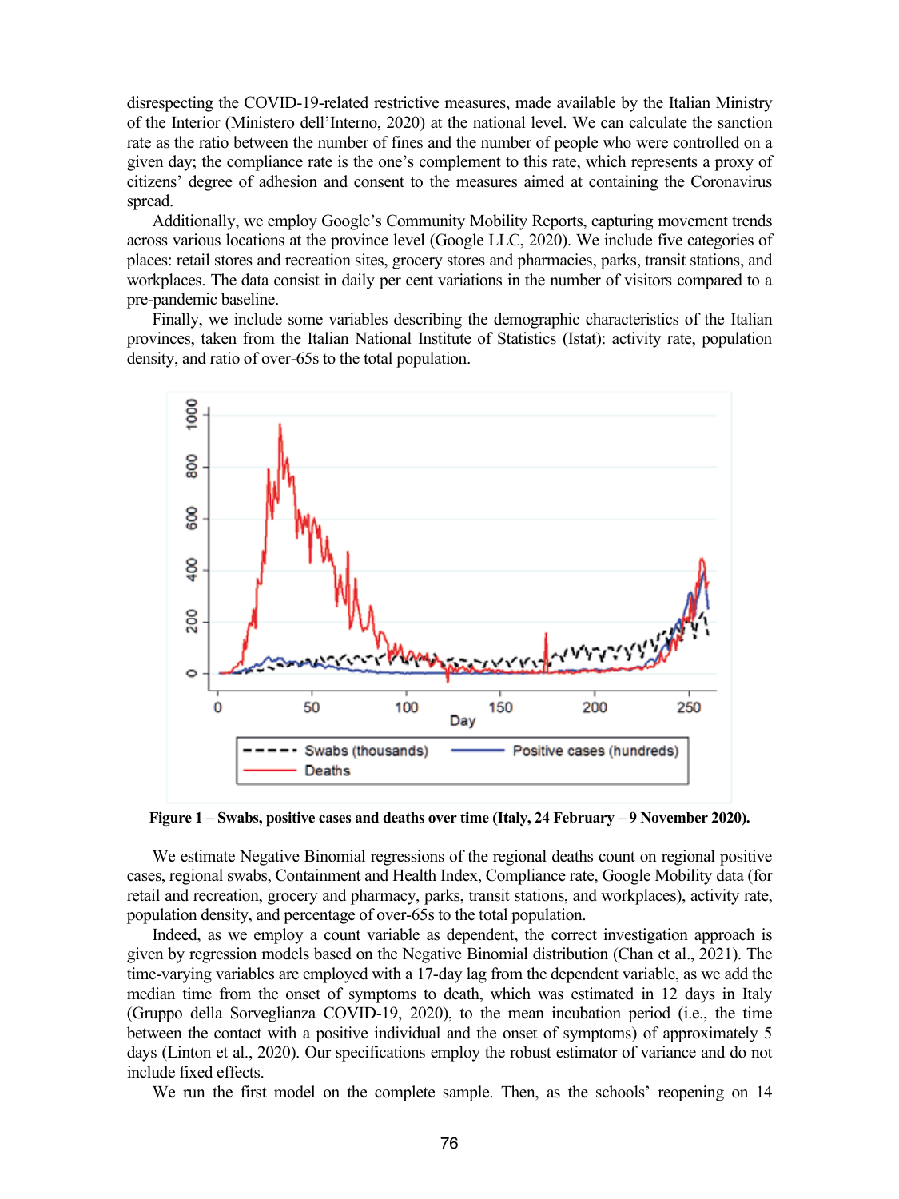disrespecting the COVID-19-related restrictive measures, made available by the Italian Ministry of the Interior (Ministero dell'Interno, 2020) at the national level. We can calculate the sanction rate as the ratio between the number of fines and the number of people who were controlled on a given day; the compliance rate is the one's complement to this rate, which represents a proxy of citizens' degree of adhesion and consent to the measures aimed at containing the Coronavirus spread.

Additionally, we employ Google's Community Mobility Reports, capturing movement trends across various locations at the province level (Google LLC, 2020). We include five categories of places: retail stores and recreation sites, grocery stores and pharmacies, parks, transit stations, and workplaces. The data consist in daily per cent variations in the number of visitors compared to a pre-pandemic baseline.

Finally, we include some variables describing the demographic characteristics of the Italian provinces, taken from the Italian National Institute of Statistics (Istat): activity rate, population density, and ratio of over-65s to the total population.

**Figure 1 – Swabs, positive cases and deaths over time (Italy, 24 February – 9 November 2020).**

We estimate Negative Binomial regressions of the regional deaths count on regional positive cases, regional swabs, Containment and Health Index, Compliance rate, Google Mobility data (for retail and recreation, grocery and pharmacy, parks, transit stations, and workplaces), activity rate, population density, and percentage of over-65s to the total population.

Indeed, as we employ a count variable as dependent, the correct investigation approach is given by regression models based on the Negative Binomial distribution (Chan et al., 2021). The time-varying variables are employed with a 17-day lag from the dependent variable, as we add the median time from the onset of symptoms to death, which was estimated in 12 days in Italy (Gruppo della Sorveglianza COVID-19, 2020), to the mean incubation period (i.e., the time between the contact with a positive individual and the onset of symptoms) of approximately 5 days (Linton et al., 2020). Our specifications employ the robust estimator of variance and do not include fixed effects.

We run the first model on the complete sample. Then, as the schools' reopening on 14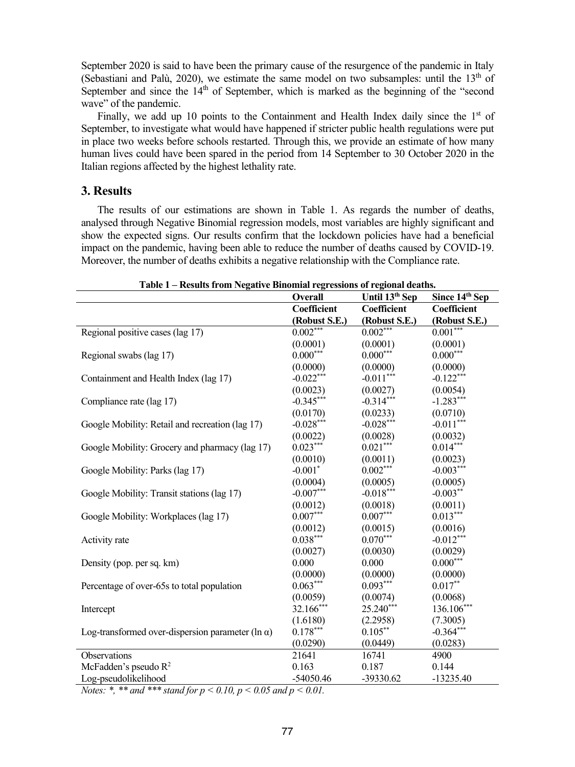September 2020 is said to have been the primary cause of the resurgence of the pandemic in Italy (Sebastiani and Palù, 2020), we estimate the same model on two subsamples: until the 13th of September and since the 14th of September, which is marked as the beginning of the "second wave" of the pandemic.

Finally, we add up 10 points to the Containment and Health Index daily since the 1st of September, to investigate what would have happened if stricter public health regulations were put in place two weeks before schools restarted. Through this, we provide an estimate of how many human lives could have been spared in the period from 14 September to 30 October 2020 in the Italian regions affected by the highest lethality rate.

## 3. Results

The results of our estimations are shown in Table 1. As regards the number of deaths, analysed through Negative Binomial regression models, most variables are highly significant and show the expected signs. Our results confirm that the lockdown policies have had a beneficial impact on the pandemic, having been able to reduce the number of deaths caused by COVID-19. Moreover, the number of deaths exhibits a negative relationship with the Compliance rate.

**Table 1 – Results from Negative Binomial regressions of regional deaths.**

| | **Overall** | **Until 13th Sep** | **Since 14th Sep** |
|---|---|---|---|
| | **Coefficient (Robust S.E.)** | **Coefficient (Robust S.E.)** | **Coefficient (Robust S.E.)** |
| Regional positive cases (lag 17) | 0.002*** | 0.002*** | 0.001*** |
| | (0.0001) | (0.0001) | (0.0001) |
| Regional swabs (lag 17) | 0.000*** | 0.000*** | 0.000*** |
| | (0.0000) | (0.0000) | (0.0000) |
| Containment and Health Index (lag 17) | -0.022*** | -0.011*** | -0.122*** |
| | (0.0023) | (0.0027) | (0.0054) |
| Compliance rate (lag 17) | -0.345*** | -0.314*** | -1.283*** |
| | (0.0170) | (0.0233) | (0.0710) |
| Google Mobility: Retail and recreation (lag 17) | -0.028*** | -0.028*** | -0.011*** |
| | (0.0022) | (0.0028) | (0.0032) |
| Google Mobility: Grocery and pharmacy (lag 17) | 0.023*** | 0.021*** | 0.014*** |
| | (0.0010) | (0.0011) | (0.0023) |
| Google Mobility: Parks (lag 17) | -0.001* | 0.002*** | -0.003*** |
| | (0.0004) | (0.0005) | (0.0005) |
| Google Mobility: Transit stations (lag 17) | -0.007*** | -0.018*** | -0.003** |
| | (0.0012) | (0.0018) | (0.0011) |
| Google Mobility: Workplaces (lag 17) | 0.007*** | 0.007*** | 0.013*** |
| | (0.0012) | (0.0015) | (0.0016) |
| Activity rate | 0.038*** | 0.070*** | -0.012*** |
| | (0.0027) | (0.0030) | (0.0029) |
| Density (pop. per sq. km) | 0.000 | 0.000 | 0.000*** |
| | (0.0000) | (0.0000) | (0.0000) |
| Percentage of over-65s to total population | 0.063*** | 0.093*** | 0.017** |
| | (0.0059) | (0.0074) | (0.0068) |
| Intercept | 32.166*** | 25.240*** | 136.106*** |
| | (1.6180) | (2.2958) | (7.3005) |
| Log-transformed over-dispersion parameter (ln $\alpha$) | 0.178*** | 0.105** | -0.364*** |
| | (0.0290) | (0.0449) | (0.0283) |
| Observations | 21641 | 16741 | 4900 |
| McFadden's pseudo $R^2$ | 0.163 | 0.187 | 0.144 |
| Log-pseudolikelihood | -54050.46 | -39330.62 | -13235.40 |

*Notes: *, ** and *** stand for $p < 0.10$, $p < 0.05$ and $p < 0.01$.*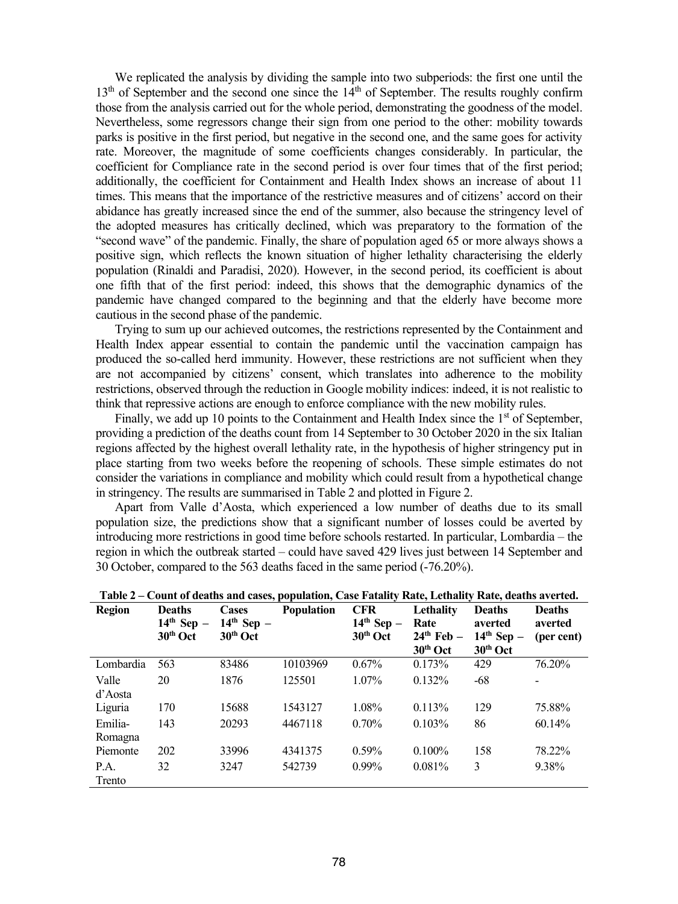We replicated the analysis by dividing the sample into two subperiods: the first one until the 13th of September and the second one since the 14th of September. The results roughly confirm those from the analysis carried out for the whole period, demonstrating the goodness of the model. Nevertheless, some regressors change their sign from one period to the other: mobility towards parks is positive in the first period, but negative in the second one, and the same goes for activity rate. Moreover, the magnitude of some coefficients changes considerably. In particular, the coefficient for Compliance rate in the second period is over four times that of the first period; additionally, the coefficient for Containment and Health Index shows an increase of about 11 times. This means that the importance of the restrictive measures and of citizens' accord on their abidance has greatly increased since the end of the summer, also because the stringency level of the adopted measures has critically declined, which was preparatory to the formation of the "second wave" of the pandemic. Finally, the share of population aged 65 or more always shows a positive sign, which reflects the known situation of higher lethality characterising the elderly population (Rinaldi and Paradisi, 2020). However, in the second period, its coefficient is about one fifth that of the first period: indeed, this shows that the demographic dynamics of the pandemic have changed compared to the beginning and that the elderly have become more cautious in the second phase of the pandemic.

Trying to sum up our achieved outcomes, the restrictions represented by the Containment and Health Index appear essential to contain the pandemic until the vaccination campaign has produced the so-called herd immunity. However, these restrictions are not sufficient when they are not accompanied by citizens' consent, which translates into adherence to the mobility restrictions, observed through the reduction in Google mobility indices: indeed, it is not realistic to think that repressive actions are enough to enforce compliance with the new mobility rules.

Finally, we add up 10 points to the Containment and Health Index since the 1st of September, providing a prediction of the deaths count from 14 September to 30 October 2020 in the six Italian regions affected by the highest overall lethality rate, in the hypothesis of higher stringency put in place starting from two weeks before the reopening of schools. These simple estimates do not consider the variations in compliance and mobility which could result from a hypothetical change in stringency. The results are summarised in Table 2 and plotted in Figure 2.

Apart from Valle d'Aosta, which experienced a low number of deaths due to its small population size, the predictions show that a significant number of losses could be averted by introducing more restrictions in good time before schools restarted. In particular, Lombardia – the region in which the outbreak started – could have saved 429 lives just between 14 September and 30 October, compared to the 563 deaths faced in the same period (-76.20%).

**Table 2 – Count of deaths and cases, population, Case Fatality Rate, Lethality Rate, deaths averted.**

| Region | Deaths 14th Sep – 30th Oct | Cases 14th Sep – 30th Oct | Population | CFR 14th Sep – 30th Oct | Lethality Rate 24th Feb – 30th Oct | Deaths averted 14th Sep – 30th Oct | Deaths averted (per cent) |
|---|---|---|---|---|---|---|---|
| Lombardia | 563 | 83486 | 10103969 | 0.67% | 0.173% | 429 | 76.20% |
| Valle d'Aosta | 20 | 1876 | 125501 | 1.07% | 0.132% | -68 | - |
| Liguria | 170 | 15688 | 1543127 | 1.08% | 0.113% | 129 | 75.88% |
| Emilia-Romagna | 143 | 20293 | 4467118 | 0.70% | 0.103% | 86 | 60.14% |
| Piemonte | 202 | 33996 | 4341375 | 0.59% | 0.100% | 158 | 78.22% |
| P.A. Trento | 32 | 3247 | 542739 | 0.99% | 0.081% | 3 | 9.38% |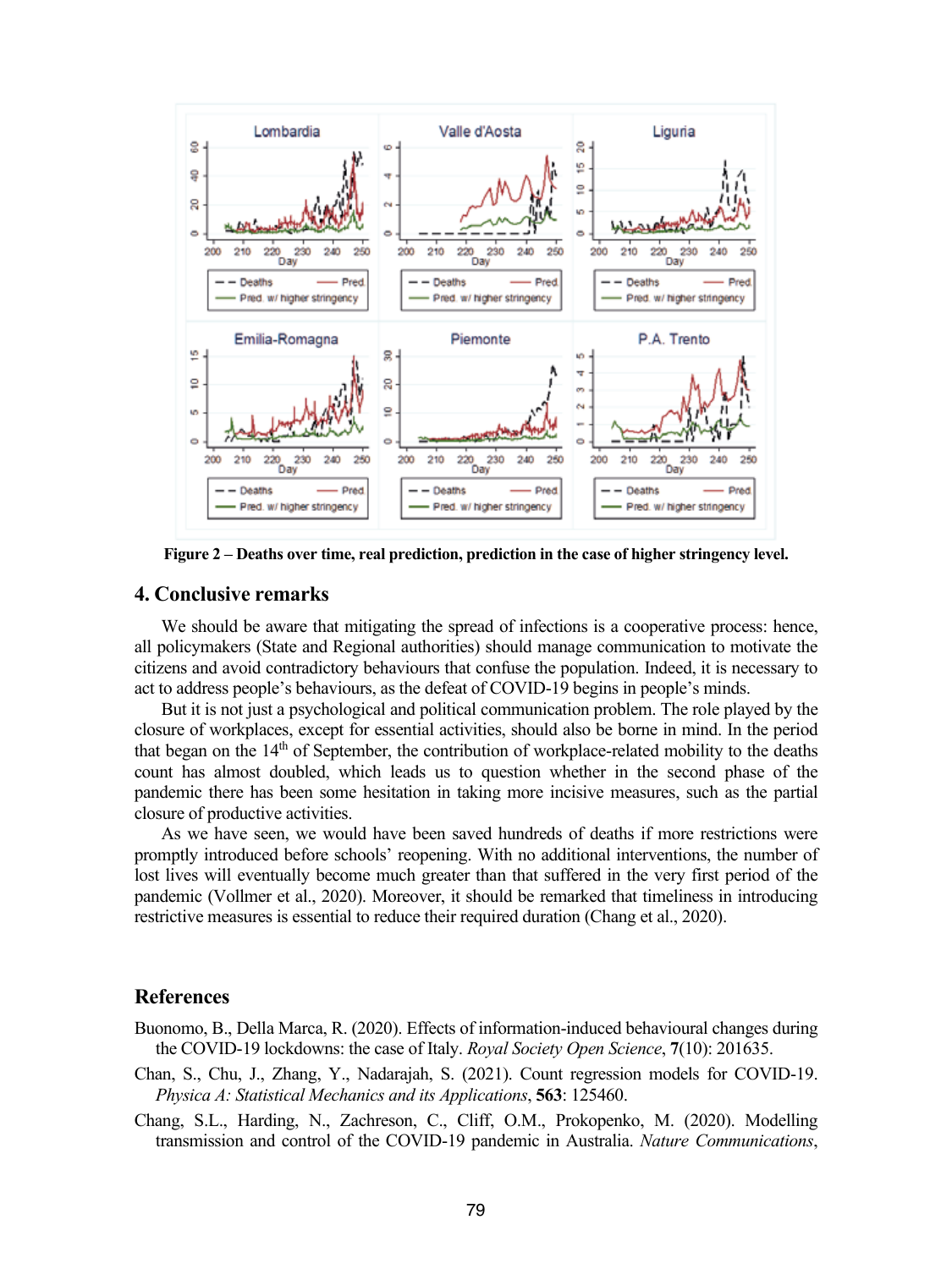Figure 2 – Deaths over time, real prediction, prediction in the case of higher stringency level.

## 4. Conclusive remarks

We should be aware that mitigating the spread of infections is a cooperative process: hence, all policymakers (State and Regional authorities) should manage communication to motivate the citizens and avoid contradictory behaviours that confuse the population. Indeed, it is necessary to act to address people's behaviours, as the defeat of COVID-19 begins in people's minds.

But it is not just a psychological and political communication problem. The role played by the closure of workplaces, except for essential activities, should also be borne in mind. In the period that began on the 14th of September, the contribution of workplace-related mobility to the deaths count has almost doubled, which leads us to question whether in the second phase of the pandemic there has been some hesitation in taking more incisive measures, such as the partial closure of productive activities.

As we have seen, we would have been saved hundreds of deaths if more restrictions were promptly introduced before schools' reopening. With no additional interventions, the number of lost lives will eventually become much greater than that suffered in the very first period of the pandemic (Vollmer et al., 2020). Moreover, it should be remarked that timeliness in introducing restrictive measures is essential to reduce their required duration (Chang et al., 2020).

## References

Buonomo, B., Della Marca, R. (2020). Effects of information-induced behavioural changes during the COVID-19 lockdowns: the case of Italy. *Royal Society Open Science*, **7**(10): 201635.

Chan, S., Chu, J., Zhang, Y., Nadarajah, S. (2021). Count regression models for COVID-19. *Physica A: Statistical Mechanics and its Applications*, **563**: 125460.

Chang, S.L., Harding, N., Zachreson, C., Cliff, O.M., Prokopenko, M. (2020). Modelling transmission and control of the COVID-19 pandemic in Australia. *Nature Communications*,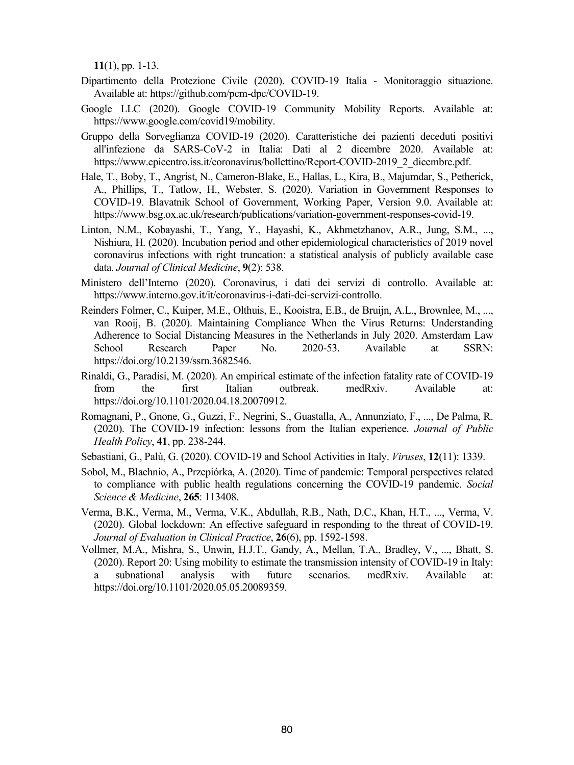**11**(1), pp. 1-13.

Dipartimento della Protezione Civile (2020). COVID-19 Italia - Monitoraggio situazione. Available at: https://github.com/pcm-dpc/COVID-19.

Google LLC (2020). Google COVID-19 Community Mobility Reports. Available at: https://www.google.com/covid19/mobility.

Gruppo della Sorveglianza COVID-19 (2020). Caratteristiche dei pazienti deceduti positivi all'infezione da SARS-CoV-2 in Italia: Dati al 2 dicembre 2020. Available at: https://www.epicentro.iss.it/coronavirus/bollettino/Report-COVID-2019_2_dicembre.pdf.

Hale, T., Boby, T., Angrist, N., Cameron-Blake, E., Hallas, L., Kira, B., Majumdar, S., Petherick, A., Phillips, T., Tatlow, H., Webster, S. (2020). Variation in Government Responses to COVID-19. Blavatnik School of Government, Working Paper, Version 9.0. Available at: https://www.bsg.ox.ac.uk/research/publications/variation-government-responses-covid-19.

Linton, N.M., Kobayashi, T., Yang, Y., Hayashi, K., Akhmetzhanov, A.R., Jung, S.M., ..., Nishiura, H. (2020). Incubation period and other epidemiological characteristics of 2019 novel coronavirus infections with right truncation: a statistical analysis of publicly available case data. *Journal of Clinical Medicine*, **9**(2): 538.

Ministero dell'Interno (2020). Coronavirus, i dati dei servizi di controllo. Available at: https://www.interno.gov.it/it/coronavirus-i-dati-dei-servizi-controllo.

Reinders Folmer, C., Kuiper, M.E., Olthuis, E., Kooistra, E.B., de Bruijn, A.L., Brownlee, M., ..., van Rooij, B. (2020). Maintaining Compliance When the Virus Returns: Understanding Adherence to Social Distancing Measures in the Netherlands in July 2020. Amsterdam Law School Research Paper No. 2020-53. Available at SSRN: https://doi.org/10.2139/ssrn.3682546.

Rinaldi, G., Paradisi, M. (2020). An empirical estimate of the infection fatality rate of COVID-19 from the first Italian outbreak. medRxiv. Available at: https://doi.org/10.1101/2020.04.18.20070912.

Romagnani, P., Gnone, G., Guzzi, F., Negrini, S., Guastalla, A., Annunziato, F., ..., De Palma, R. (2020). The COVID-19 infection: lessons from the Italian experience. *Journal of Public Health Policy*, **41**, pp. 238-244.

Sebastiani, G., Palù, G. (2020). COVID-19 and School Activities in Italy. *Viruses*, **12**(11): 1339.

Sobol, M., Blachnio, A., Przepiórka, A. (2020). Time of pandemic: Temporal perspectives related to compliance with public health regulations concerning the COVID-19 pandemic. *Social Science & Medicine*, **265**: 113408.

Verma, B.K., Verma, M., Verma, V.K., Abdullah, R.B., Nath, D.C., Khan, H.T., ..., Verma, V. (2020). Global lockdown: An effective safeguard in responding to the threat of COVID-19. *Journal of Evaluation in Clinical Practice*, **26**(6), pp. 1592-1598.

Vollmer, M.A., Mishra, S., Unwin, H.J.T., Gandy, A., Mellan, T.A., Bradley, V., ..., Bhatt, S. (2020). Report 20: Using mobility to estimate the transmission intensity of COVID-19 in Italy: a subnational analysis with future scenarios. medRxiv. Available at: https://doi.org/10.1101/2020.05.05.20089359.